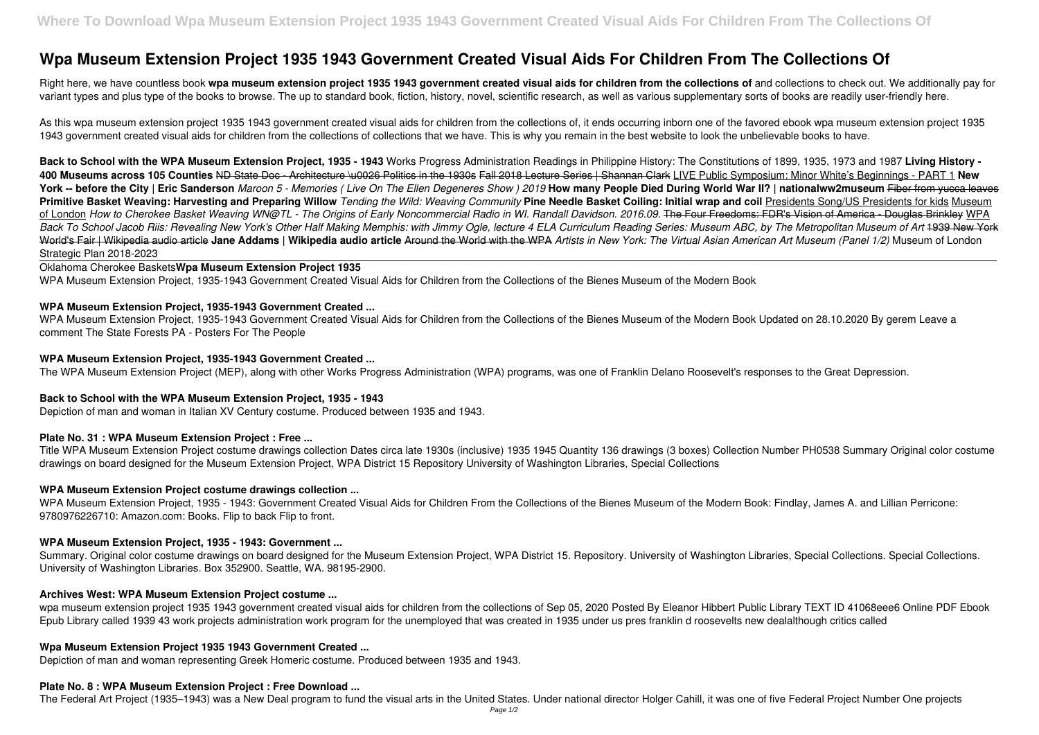# Wpa Museum Extension Project 1935 1943 Government Created Visual Aids For Children From The Collections Of

Right here, we have countless book **wpa museum extension project 1935 1943 government created visual aids for children from the collections of** and collections to check out. We additionally pay for variant types and plus type of the books to browse. The up to standard book, fiction, history, novel, scientific research, as well as various supplementary sorts of books are readily user-friendly here.

As this wpa museum extension project 1935 1943 government created visual aids for children from the collections of, it ends occurring inborn one of the favored ebook wpa museum extension project 1935 1943 government created visual aids for children from the collections of collections that we have. This is why you remain in the best website to look the unbelievable books to have.

**Back to School with the WPA Museum Extension Project, 1935 - 1943** Works Progress Administration Readings in Philippine History: The Constitutions of 1899, 1935, 1973 and 1987 **Living History - 400 Museums across 105 Counties** ~~ND State Doc - Architecture \u0026 Politics in the 1930s~~ ~~Fall 2018 Lecture Series | Shannan Clark~~ LIVE Public Symposium: Minor White's Beginnings - PART 1 **New York -- before the City | Eric Sanderson** *Maroon 5 - Memories ( Live On The Ellen Degeneres Show ) 2019* **How many People Died During World War II? | nationalww2museum** ~~Fiber from yucca leaves~~ **Primitive Basket Weaving: Harvesting and Preparing Willow** *Tending the Wild: Weaving Community* **Pine Needle Basket Coiling: Initial wrap and coil** Presidents Song/US Presidents for kids Museum of London *How to Cherokee Basket Weaving WN@TL - The Origins of Early Noncommercial Radio in WI. Randall Davidson. 2016.09.* ~~The Four Freedoms: FDR's Vision of America - Douglas Brinkley~~ WPA *Back To School Jacob Riis: Revealing New York's Other Half Making Memphis: with Jimmy Ogle, lecture 4 ELA Curriculum Reading Series: Museum ABC, by The Metropolitan Museum of Art* ~~1939 New York World's Fair | Wikipedia audio article~~ **Jane Addams | Wikipedia audio article** ~~Around the World with the WPA~~ *Artists in New York: The Virtual Asian American Art Museum (Panel 1/2)* Museum of London Strategic Plan 2018-2023

Oklahoma Cherokee Baskets**Wpa Museum Extension Project 1935**

WPA Museum Extension Project, 1935-1943 Government Created Visual Aids for Children from the Collections of the Bienes Museum of the Modern Book

### WPA Museum Extension Project, 1935-1943 Government Created ...

WPA Museum Extension Project, 1935-1943 Government Created Visual Aids for Children from the Collections of the Bienes Museum of the Modern Book Updated on 28.10.2020 By gerem Leave a comment The State Forests PA - Posters For The People

### WPA Museum Extension Project, 1935-1943 Government Created ...

The WPA Museum Extension Project (MEP), along with other Works Progress Administration (WPA) programs, was one of Franklin Delano Roosevelt's responses to the Great Depression.

### Back to School with the WPA Museum Extension Project, 1935 - 1943

Depiction of man and woman in Italian XV Century costume. Produced between 1935 and 1943.

### Plate No. 31 : WPA Museum Extension Project : Free ...

Title WPA Museum Extension Project costume drawings collection Dates circa late 1930s (inclusive) 1935 1945 Quantity 136 drawings (3 boxes) Collection Number PH0538 Summary Original color costume drawings on board designed for the Museum Extension Project, WPA District 15 Repository University of Washington Libraries, Special Collections

### WPA Museum Extension Project costume drawings collection ...

WPA Museum Extension Project, 1935 - 1943: Government Created Visual Aids for Children From the Collections of the Bienes Museum of the Modern Book: Findlay, James A. and Lillian Perricone: 9780976226710: Amazon.com: Books. Flip to back Flip to front.

### WPA Museum Extension Project, 1935 - 1943: Government ...

Summary. Original color costume drawings on board designed for the Museum Extension Project, WPA District 15. Repository. University of Washington Libraries, Special Collections. Special Collections. University of Washington Libraries. Box 352900. Seattle, WA. 98195-2900.

### Archives West: WPA Museum Extension Project costume ...

wpa museum extension project 1935 1943 government created visual aids for children from the collections of Sep 05, 2020 Posted By Eleanor Hibbert Public Library TEXT ID 41068eee6 Online PDF Ebook Epub Library called 1939 43 work projects administration work program for the unemployed that was created in 1935 under us pres franklin d roosevelts new dealalthough critics called

### Wpa Museum Extension Project 1935 1943 Government Created ...

Depiction of man and woman representing Greek Homeric costume. Produced between 1935 and 1943.

### Plate No. 8 : WPA Museum Extension Project : Free Download ...

The Federal Art Project (1935–1943) was a New Deal program to fund the visual arts in the United States. Under national director Holger Cahill, it was one of five Federal Project Number One projects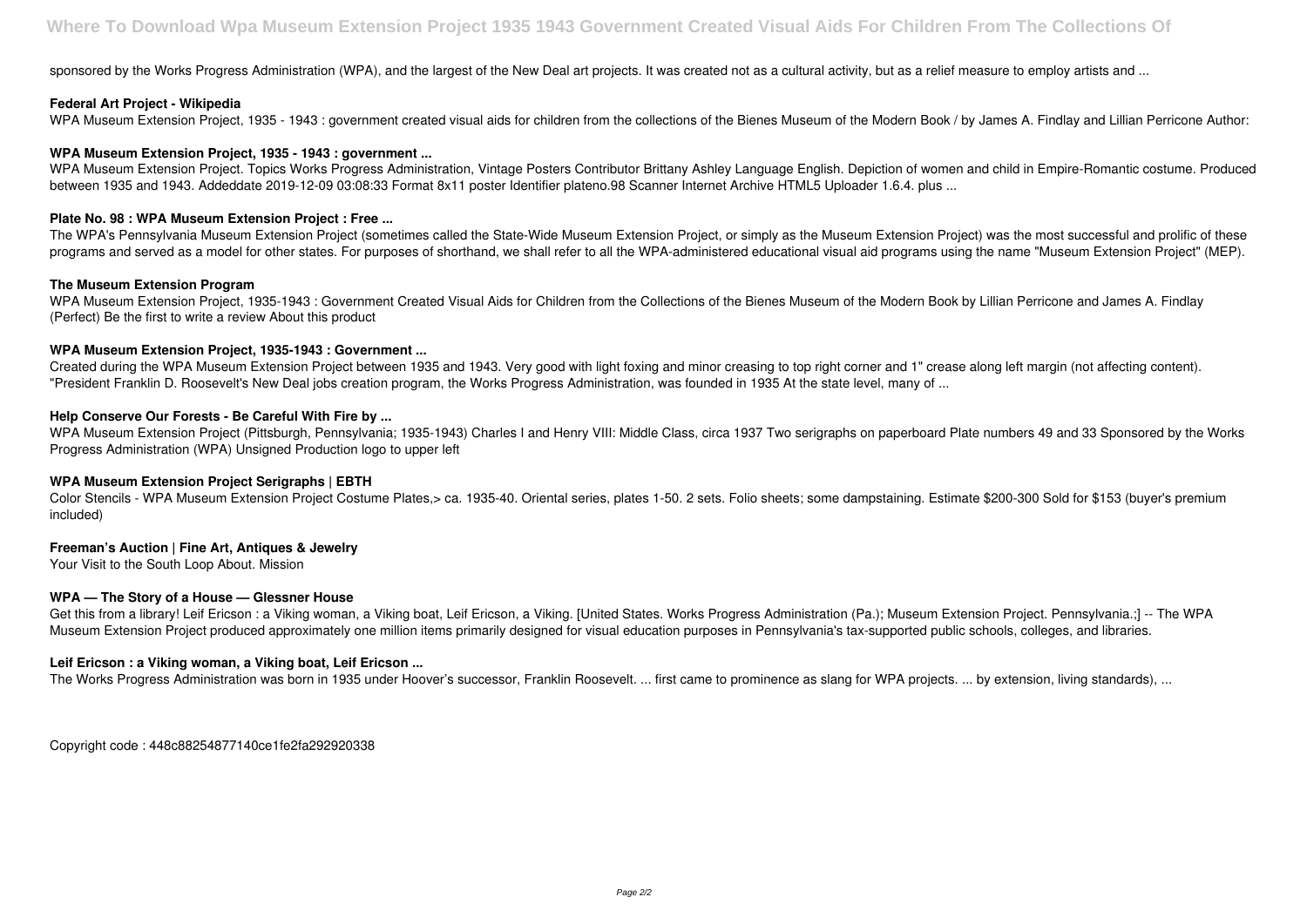sponsored by the Works Progress Administration (WPA), and the largest of the New Deal art projects. It was created not as a cultural activity, but as a relief measure to employ artists and ...

### Federal Art Project - Wikipedia

WPA Museum Extension Project, 1935 - 1943 : government created visual aids for children from the collections of the Bienes Museum of the Modern Book / by James A. Findlay and Lillian Perricone Author:

### WPA Museum Extension Project, 1935 - 1943 : government ...

WPA Museum Extension Project. Topics Works Progress Administration, Vintage Posters Contributor Brittany Ashley Language English. Depiction of women and child in Empire-Romantic costume. Produced between 1935 and 1943. Addeddate 2019-12-09 03:08:33 Format 8x11 poster Identifier plateno.98 Scanner Internet Archive HTML5 Uploader 1.6.4. plus ...

### Plate No. 98 : WPA Museum Extension Project : Free ...

The WPA's Pennsylvania Museum Extension Project (sometimes called the State-Wide Museum Extension Project, or simply as the Museum Extension Project) was the most successful and prolific of these programs and served as a model for other states. For purposes of shorthand, we shall refer to all the WPA-administered educational visual aid programs using the name "Museum Extension Project" (MEP).

### The Museum Extension Program

WPA Museum Extension Project, 1935-1943 : Government Created Visual Aids for Children from the Collections of the Bienes Museum of the Modern Book by Lillian Perricone and James A. Findlay (Perfect) Be the first to write a review About this product

### WPA Museum Extension Project, 1935-1943 : Government ...

Created during the WPA Museum Extension Project between 1935 and 1943. Very good with light foxing and minor creasing to top right corner and 1" crease along left margin (not affecting content). "President Franklin D. Roosevelt's New Deal jobs creation program, the Works Progress Administration, was founded in 1935 At the state level, many of ...

### Help Conserve Our Forests - Be Careful With Fire by ...

WPA Museum Extension Project (Pittsburgh, Pennsylvania; 1935-1943) Charles I and Henry VIII: Middle Class, circa 1937 Two serigraphs on paperboard Plate numbers 49 and 33 Sponsored by the Works Progress Administration (WPA) Unsigned Production logo to upper left

### WPA Museum Extension Project Serigraphs | EBTH

Color Stencils - WPA Museum Extension Project Costume Plates,> ca. 1935-40. Oriental series, plates 1-50. 2 sets. Folio sheets; some dampstaining. Estimate $200-300 Sold for $153 (buyer's premium included)

### Freeman's Auction | Fine Art, Antiques & Jewelry

Your Visit to the South Loop About. Mission

### WPA — The Story of a House — Glessner House

Get this from a library! Leif Ericson : a Viking woman, a Viking boat, Leif Ericson, a Viking. [United States. Works Progress Administration (Pa.); Museum Extension Project. Pennsylvania.;] -- The WPA Museum Extension Project produced approximately one million items primarily designed for visual education purposes in Pennsylvania's tax-supported public schools, colleges, and libraries.

### Leif Ericson : a Viking woman, a Viking boat, Leif Ericson ...

The Works Progress Administration was born in 1935 under Hoover's successor, Franklin Roosevelt. ... first came to prominence as slang for WPA projects. ... by extension, living standards), ...

Copyright code : 448c88254877140ce1fe2fa292920338